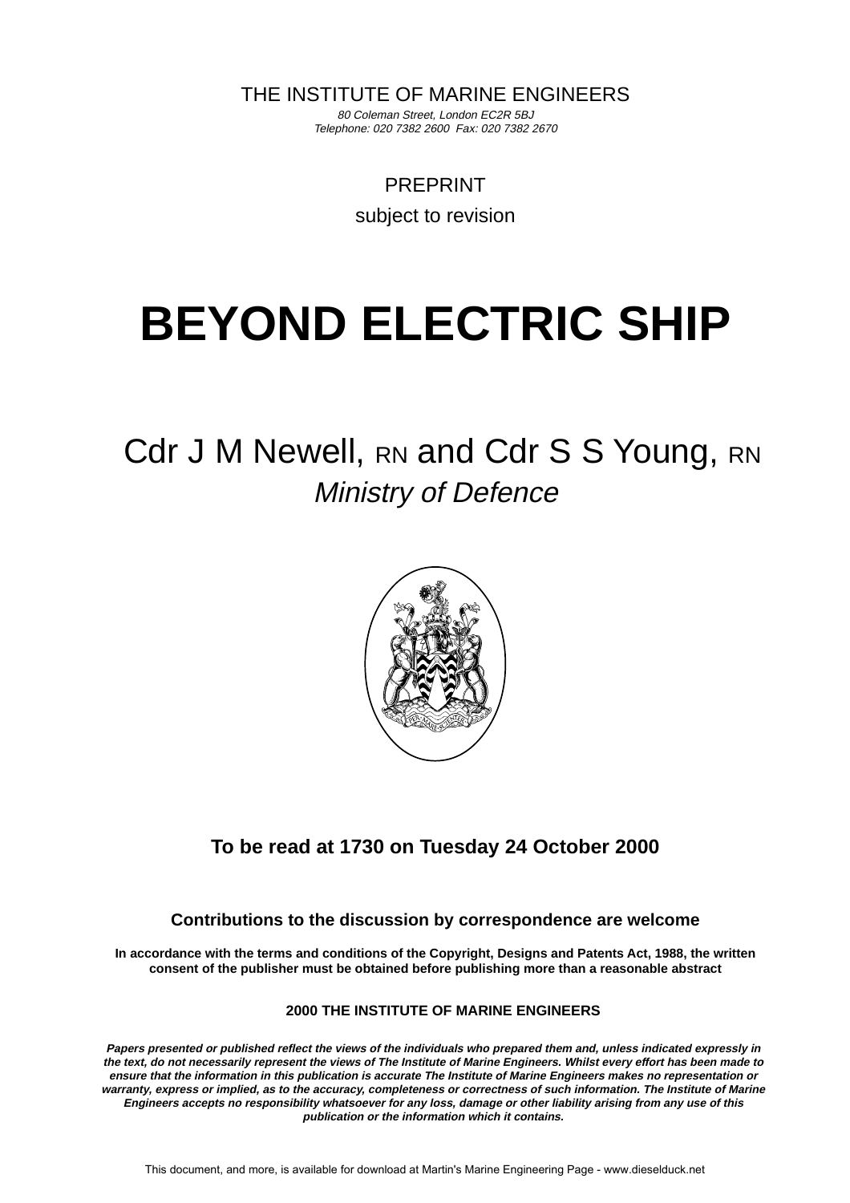THE INSTITUTE OF MARINE ENGINEERS

*80 Coleman Street, London EC2R 5BJ*
*Telephone: 020 7382 2600 Fax: 020 7382 2670*

PREPRINT

subject to revision

# BEYOND ELECTRIC SHIP

Cdr J M Newell, RN and Cdr S S Young, RN

*Ministry of Defence*

**To be read at 1730 on Tuesday 24 October 2000**

**Contributions to the discussion by correspondence are welcome**

**In accordance with the terms and conditions of the Copyright, Designs and Patents Act, 1988, the written consent of the publisher must be obtained before publishing more than a reasonable abstract**

**2000 THE INSTITUTE OF MARINE ENGINEERS**

***Papers presented or published reflect the views of the individuals who prepared them and, unless indicated expressly in the text, do not necessarily represent the views of The Institute of Marine Engineers. Whilst every effort has been made to ensure that the information in this publication is accurate The Institute of Marine Engineers makes no representation or warranty, express or implied, as to the accuracy, completeness or correctness of such information. The Institute of Marine Engineers accepts no responsibility whatsoever for any loss, damage or other liability arising from any use of this publication or the information which it contains.***

This document, and more, is available for download at Martin's Marine Engineering Page - www.dieselduck.net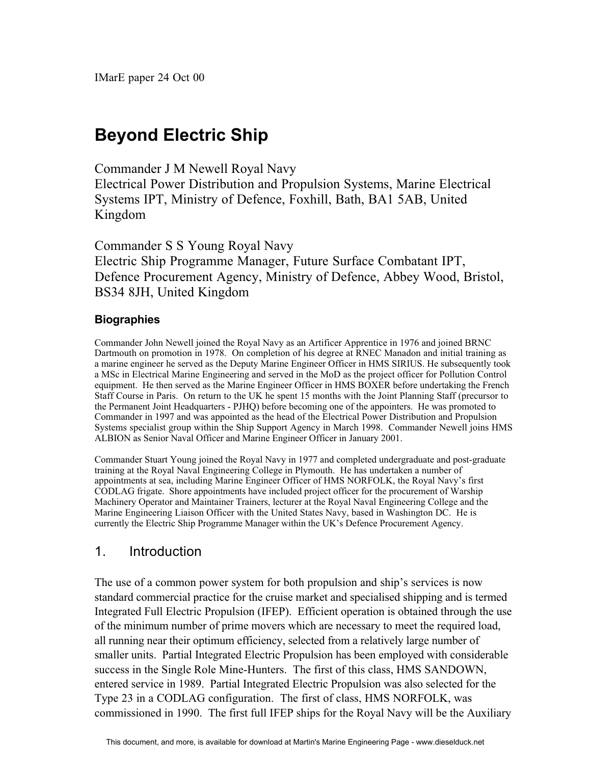IMarE paper 24 Oct 00

# Beyond Electric Ship

Commander J M Newell Royal Navy
Electrical Power Distribution and Propulsion Systems, Marine Electrical Systems IPT, Ministry of Defence, Foxhill, Bath, BA1 5AB, United Kingdom

Commander S S Young Royal Navy
Electric Ship Programme Manager, Future Surface Combatant IPT, Defence Procurement Agency, Ministry of Defence, Abbey Wood, Bristol, BS34 8JH, United Kingdom

### Biographies

Commander John Newell joined the Royal Navy as an Artificer Apprentice in 1976 and joined BRNC Dartmouth on promotion in 1978. On completion of his degree at RNEC Manadon and initial training as a marine engineer he served as the Deputy Marine Engineer Officer in HMS SIRIUS. He subsequently took a MSc in Electrical Marine Engineering and served in the MoD as the project officer for Pollution Control equipment. He then served as the Marine Engineer Officer in HMS BOXER before undertaking the French Staff Course in Paris. On return to the UK he spent 15 months with the Joint Planning Staff (precursor to the Permanent Joint Headquarters - PJHQ) before becoming one of the appointers. He was promoted to Commander in 1997 and was appointed as the head of the Electrical Power Distribution and Propulsion Systems specialist group within the Ship Support Agency in March 1998. Commander Newell joins HMS ALBION as Senior Naval Officer and Marine Engineer Officer in January 2001.

Commander Stuart Young joined the Royal Navy in 1977 and completed undergraduate and post-graduate training at the Royal Naval Engineering College in Plymouth. He has undertaken a number of appointments at sea, including Marine Engineer Officer of HMS NORFOLK, the Royal Navy's first CODLAG frigate. Shore appointments have included project officer for the procurement of Warship Machinery Operator and Maintainer Trainers, lecturer at the Royal Naval Engineering College and the Marine Engineering Liaison Officer with the United States Navy, based in Washington DC. He is currently the Electric Ship Programme Manager within the UK's Defence Procurement Agency.

## 1. Introduction

The use of a common power system for both propulsion and ship's services is now standard commercial practice for the cruise market and specialised shipping and is termed Integrated Full Electric Propulsion (IFEP). Efficient operation is obtained through the use of the minimum number of prime movers which are necessary to meet the required load, all running near their optimum efficiency, selected from a relatively large number of smaller units. Partial Integrated Electric Propulsion has been employed with considerable success in the Single Role Mine-Hunters. The first of this class, HMS SANDOWN, entered service in 1989. Partial Integrated Electric Propulsion was also selected for the Type 23 in a CODLAG configuration. The first of class, HMS NORFOLK, was commissioned in 1990. The first full IFEP ships for the Royal Navy will be the Auxiliary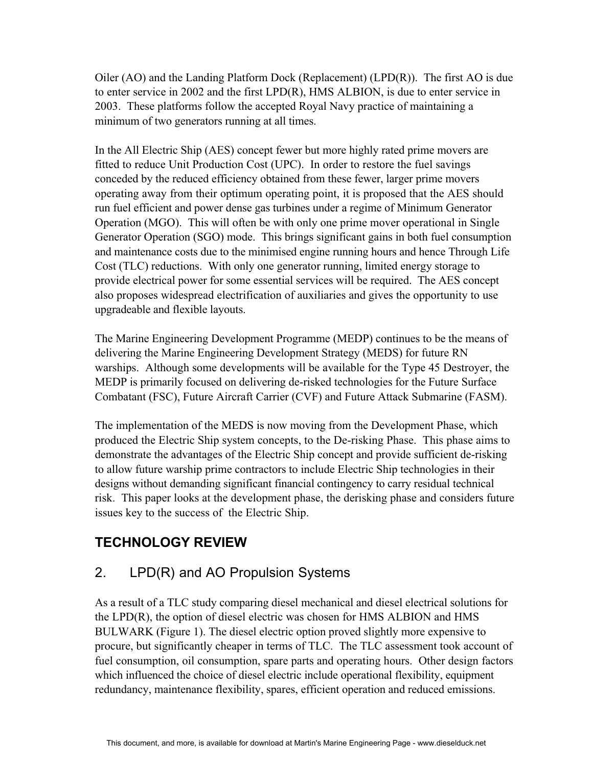Oiler (AO) and the Landing Platform Dock (Replacement) (LPD(R)). The first AO is due to enter service in 2002 and the first LPD(R), HMS ALBION, is due to enter service in 2003. These platforms follow the accepted Royal Navy practice of maintaining a minimum of two generators running at all times.

In the All Electric Ship (AES) concept fewer but more highly rated prime movers are fitted to reduce Unit Production Cost (UPC). In order to restore the fuel savings conceded by the reduced efficiency obtained from these fewer, larger prime movers operating away from their optimum operating point, it is proposed that the AES should run fuel efficient and power dense gas turbines under a regime of Minimum Generator Operation (MGO). This will often be with only one prime mover operational in Single Generator Operation (SGO) mode. This brings significant gains in both fuel consumption and maintenance costs due to the minimised engine running hours and hence Through Life Cost (TLC) reductions. With only one generator running, limited energy storage to provide electrical power for some essential services will be required. The AES concept also proposes widespread electrification of auxiliaries and gives the opportunity to use upgradeable and flexible layouts.

The Marine Engineering Development Programme (MEDP) continues to be the means of delivering the Marine Engineering Development Strategy (MEDS) for future RN warships. Although some developments will be available for the Type 45 Destroyer, the MEDP is primarily focused on delivering de-risked technologies for the Future Surface Combatant (FSC), Future Aircraft Carrier (CVF) and Future Attack Submarine (FASM).

The implementation of the MEDS is now moving from the Development Phase, which produced the Electric Ship system concepts, to the De-risking Phase. This phase aims to demonstrate the advantages of the Electric Ship concept and provide sufficient de-risking to allow future warship prime contractors to include Electric Ship technologies in their designs without demanding significant financial contingency to carry residual technical risk. This paper looks at the development phase, the derisking phase and considers future issues key to the success of the Electric Ship.

## TECHNOLOGY REVIEW

## 2. LPD(R) and AO Propulsion Systems

As a result of a TLC study comparing diesel mechanical and diesel electrical solutions for the LPD(R), the option of diesel electric was chosen for HMS ALBION and HMS BULWARK (Figure 1). The diesel electric option proved slightly more expensive to procure, but significantly cheaper in terms of TLC. The TLC assessment took account of fuel consumption, oil consumption, spare parts and operating hours. Other design factors which influenced the choice of diesel electric include operational flexibility, equipment redundancy, maintenance flexibility, spares, efficient operation and reduced emissions.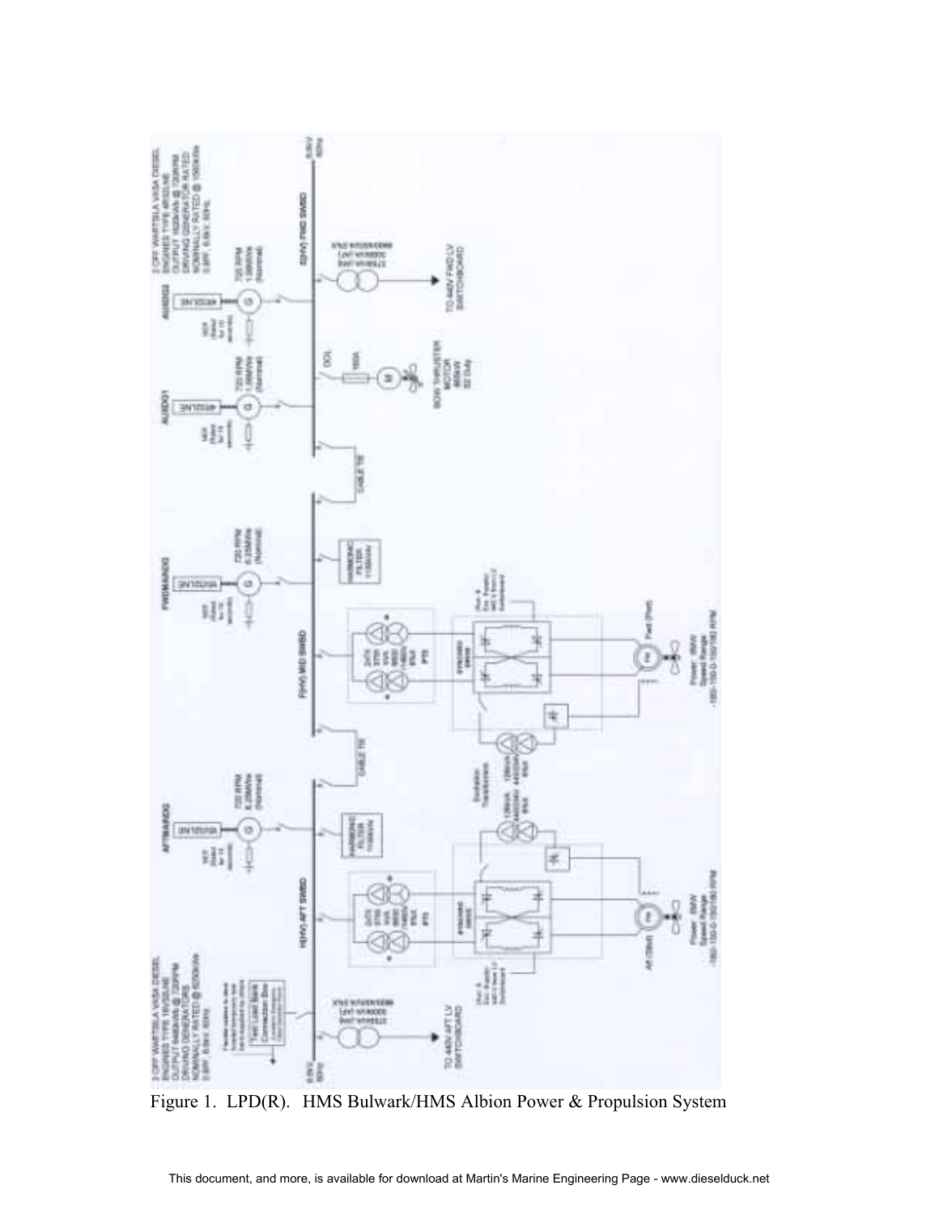Figure 1. LPD(R). HMS Bulwark/HMS Albion Power & Propulsion System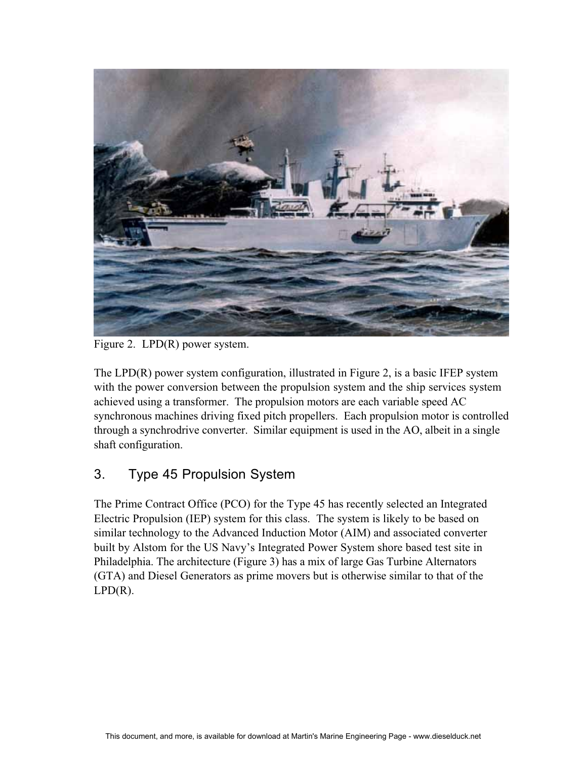Figure 2. LPD(R) power system.

The LPD(R) power system configuration, illustrated in Figure 2, is a basic IFEP system with the power conversion between the propulsion system and the ship services system achieved using a transformer. The propulsion motors are each variable speed AC synchronous machines driving fixed pitch propellers. Each propulsion motor is controlled through a synchrodrive converter. Similar equipment is used in the AO, albeit in a single shaft configuration.

## 3. Type 45 Propulsion System

The Prime Contract Office (PCO) for the Type 45 has recently selected an Integrated Electric Propulsion (IEP) system for this class. The system is likely to be based on similar technology to the Advanced Induction Motor (AIM) and associated converter built by Alstom for the US Navy's Integrated Power System shore based test site in Philadelphia. The architecture (Figure 3) has a mix of large Gas Turbine Alternators (GTA) and Diesel Generators as prime movers but is otherwise similar to that of the LPD(R).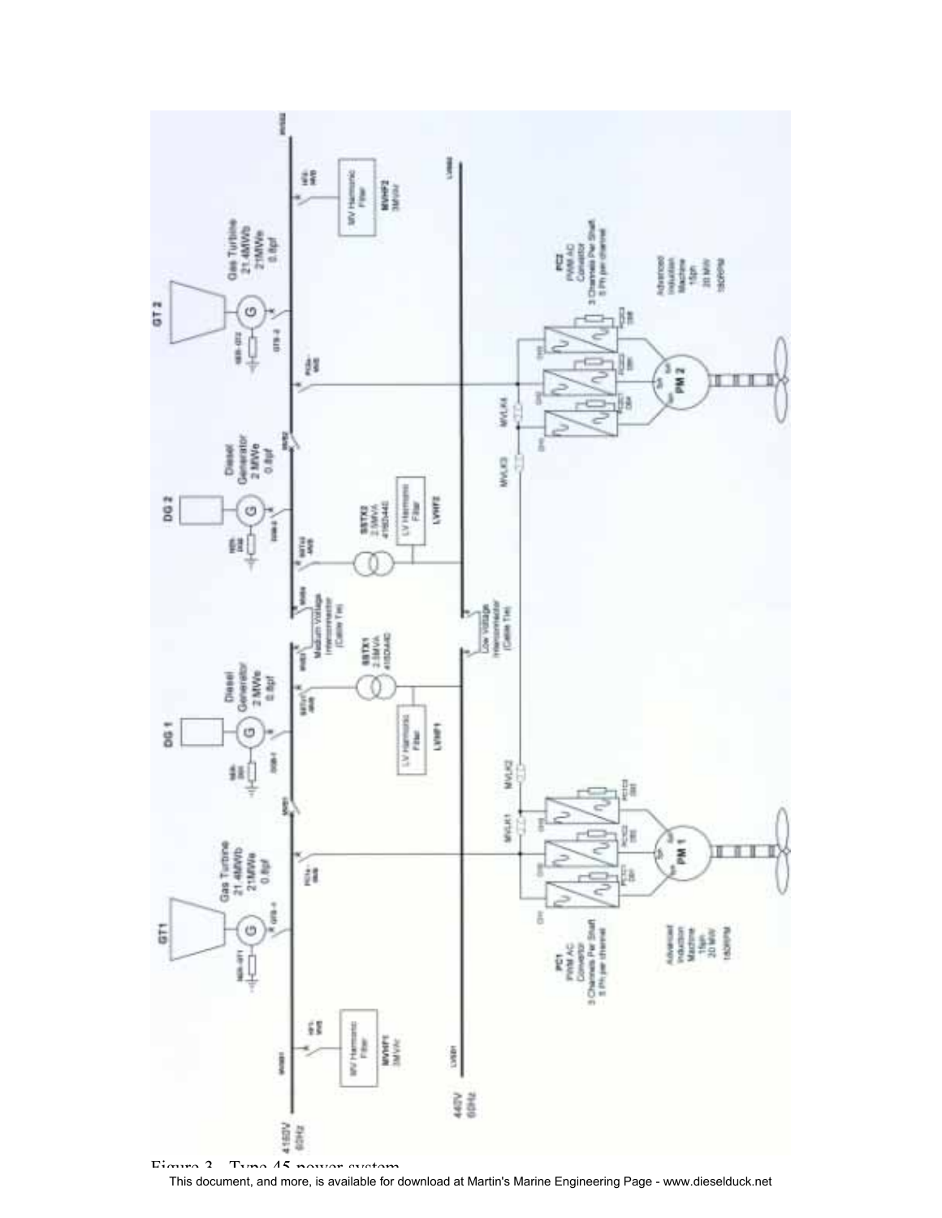Figure 3 – Type 45 power system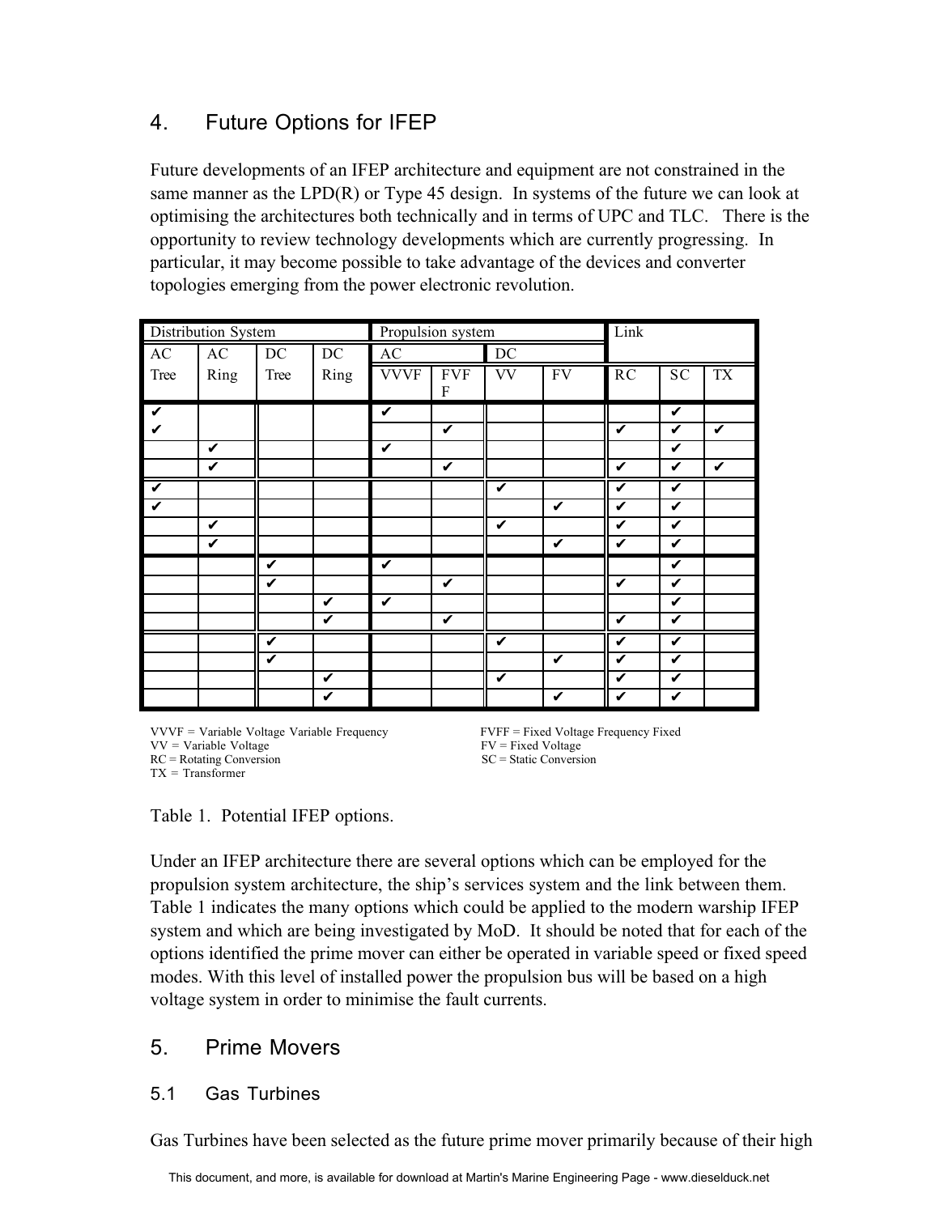## 4. Future Options for IFEP

Future developments of an IFEP architecture and equipment are not constrained in the same manner as the LPD(R) or Type 45 design. In systems of the future we can look at optimising the architectures both technically and in terms of UPC and TLC. There is the opportunity to review technology developments which are currently progressing. In particular, it may become possible to take advantage of the devices and converter topologies emerging from the power electronic revolution.

| Distribution System | | | | Propulsion system | | | | Link | | |
|---|---|---|---|---|---|---|---|---|---|---|
| AC | AC | DC | DC | AC | | DC | | | | |
| Tree | Ring | Tree | Ring | VVVF | FVFF | VV | FV | RC | SC | TX |
| ✔ | | | | ✔ | | | | | ✔ | |
| ✔ | | | | | ✔ | | | ✔ | ✔ | ✔ |
| | ✔ | | | ✔ | | | | | ✔ | |
| | ✔ | | | | ✔ | | | ✔ | ✔ | ✔ |
| ✔ | | | | | | ✔ | | ✔ | ✔ | |
| ✔ | | | | | | | ✔ | ✔ | ✔ | |
| | ✔ | | | | | ✔ | | ✔ | ✔ | |
| | ✔ | | | | | | ✔ | ✔ | ✔ | |
| | | ✔ | | ✔ | | | | | ✔ | |
| | | ✔ | | | ✔ | | | ✔ | ✔ | |
| | | | ✔ | ✔ | | | | | ✔ | |
| | | | ✔ | | ✔ | | | ✔ | ✔ | |
| | | ✔ | | | | ✔ | | ✔ | ✔ | |
| | | ✔ | | | | | ✔ | ✔ | ✔ | |
| | | | ✔ | | | ✔ | | ✔ | ✔ | |
| | | | ✔ | | | | ✔ | ✔ | ✔ | |

VVVF = Variable Voltage Variable Frequency
FVFF = Fixed Voltage Frequency Fixed
VV = Variable Voltage
FV = Fixed Voltage
RC = Rotating Conversion
SC = Static Conversion
TX = Transformer

Table 1. Potential IFEP options.

Under an IFEP architecture there are several options which can be employed for the propulsion system architecture, the ship's services system and the link between them. Table 1 indicates the many options which could be applied to the modern warship IFEP system and which are being investigated by MoD. It should be noted that for each of the options identified the prime mover can either be operated in variable speed or fixed speed modes. With this level of installed power the propulsion bus will be based on a high voltage system in order to minimise the fault currents.

## 5. Prime Movers

### 5.1 Gas Turbines

Gas Turbines have been selected as the future prime mover primarily because of their high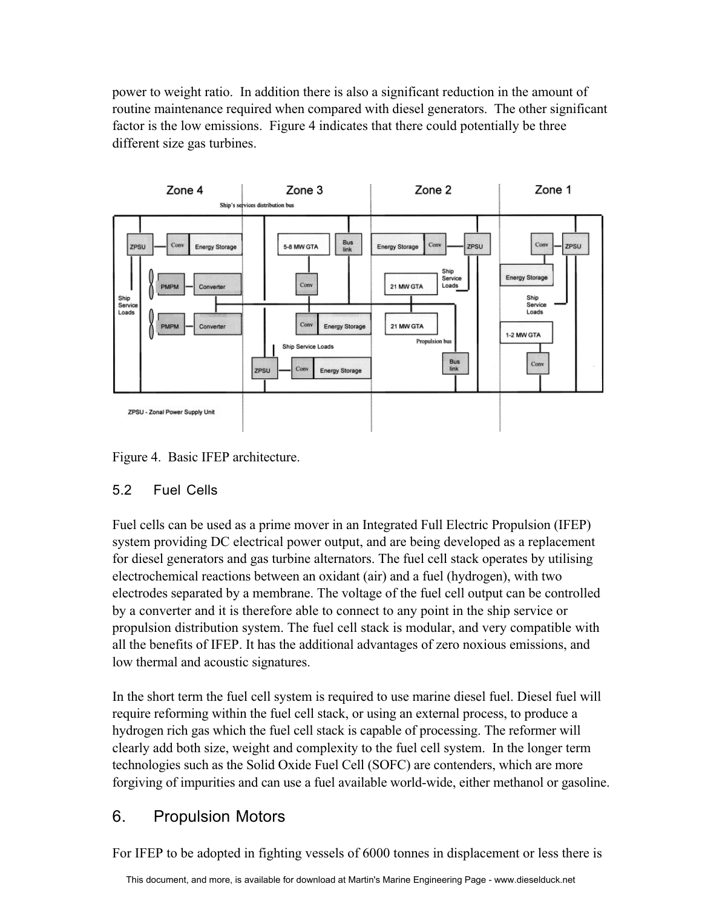power to weight ratio. In addition there is also a significant reduction in the amount of routine maintenance required when compared with diesel generators. The other significant factor is the low emissions. Figure 4 indicates that there could potentially be three different size gas turbines.

Figure 4. Basic IFEP architecture.

### 5.2 Fuel Cells

Fuel cells can be used as a prime mover in an Integrated Full Electric Propulsion (IFEP) system providing DC electrical power output, and are being developed as a replacement for diesel generators and gas turbine alternators. The fuel cell stack operates by utilising electrochemical reactions between an oxidant (air) and a fuel (hydrogen), with two electrodes separated by a membrane. The voltage of the fuel cell output can be controlled by a converter and it is therefore able to connect to any point in the ship service or propulsion distribution system. The fuel cell stack is modular, and very compatible with all the benefits of IFEP. It has the additional advantages of zero noxious emissions, and low thermal and acoustic signatures.

In the short term the fuel cell system is required to use marine diesel fuel. Diesel fuel will require reforming within the fuel cell stack, or using an external process, to produce a hydrogen rich gas which the fuel cell stack is capable of processing. The reformer will clearly add both size, weight and complexity to the fuel cell system. In the longer term technologies such as the Solid Oxide Fuel Cell (SOFC) are contenders, which are more forgiving of impurities and can use a fuel available world-wide, either methanol or gasoline.

## 6. Propulsion Motors

For IFEP to be adopted in fighting vessels of 6000 tonnes in displacement or less there is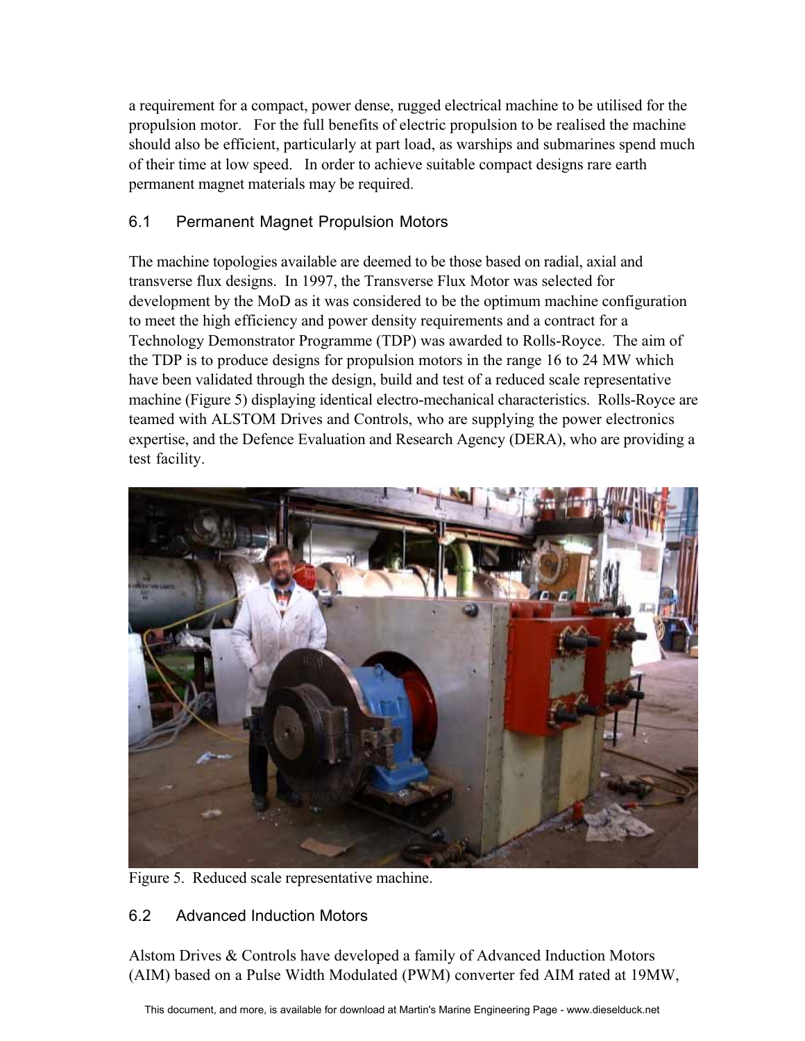a requirement for a compact, power dense, rugged electrical machine to be utilised for the propulsion motor. For the full benefits of electric propulsion to be realised the machine should also be efficient, particularly at part load, as warships and submarines spend much of their time at low speed. In order to achieve suitable compact designs rare earth permanent magnet materials may be required.

## 6.1 Permanent Magnet Propulsion Motors

The machine topologies available are deemed to be those based on radial, axial and transverse flux designs. In 1997, the Transverse Flux Motor was selected for development by the MoD as it was considered to be the optimum machine configuration to meet the high efficiency and power density requirements and a contract for a Technology Demonstrator Programme (TDP) was awarded to Rolls-Royce. The aim of the TDP is to produce designs for propulsion motors in the range 16 to 24 MW which have been validated through the design, build and test of a reduced scale representative machine (Figure 5) displaying identical electro-mechanical characteristics. Rolls-Royce are teamed with ALSTOM Drives and Controls, who are supplying the power electronics expertise, and the Defence Evaluation and Research Agency (DERA), who are providing a test facility.

Figure 5. Reduced scale representative machine.

## 6.2 Advanced Induction Motors

Alstom Drives & Controls have developed a family of Advanced Induction Motors (AIM) based on a Pulse Width Modulated (PWM) converter fed AIM rated at 19MW,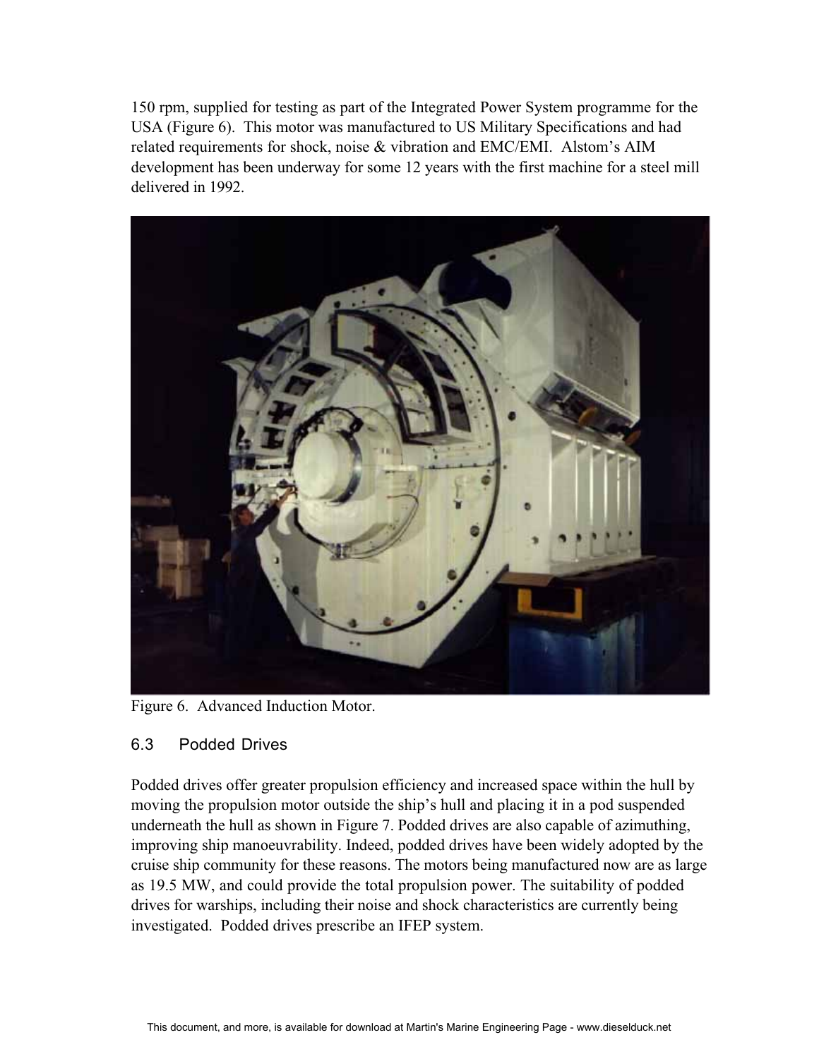150 rpm, supplied for testing as part of the Integrated Power System programme for the USA (Figure 6). This motor was manufactured to US Military Specifications and had related requirements for shock, noise & vibration and EMC/EMI. Alstom's AIM development has been underway for some 12 years with the first machine for a steel mill delivered in 1992.

Figure 6. Advanced Induction Motor.

### 6.3 Podded Drives

Podded drives offer greater propulsion efficiency and increased space within the hull by moving the propulsion motor outside the ship's hull and placing it in a pod suspended underneath the hull as shown in Figure 7. Podded drives are also capable of azimuthing, improving ship manoeuvrability. Indeed, podded drives have been widely adopted by the cruise ship community for these reasons. The motors being manufactured now are as large as 19.5 MW, and could provide the total propulsion power. The suitability of podded drives for warships, including their noise and shock characteristics are currently being investigated. Podded drives prescribe an IFEP system.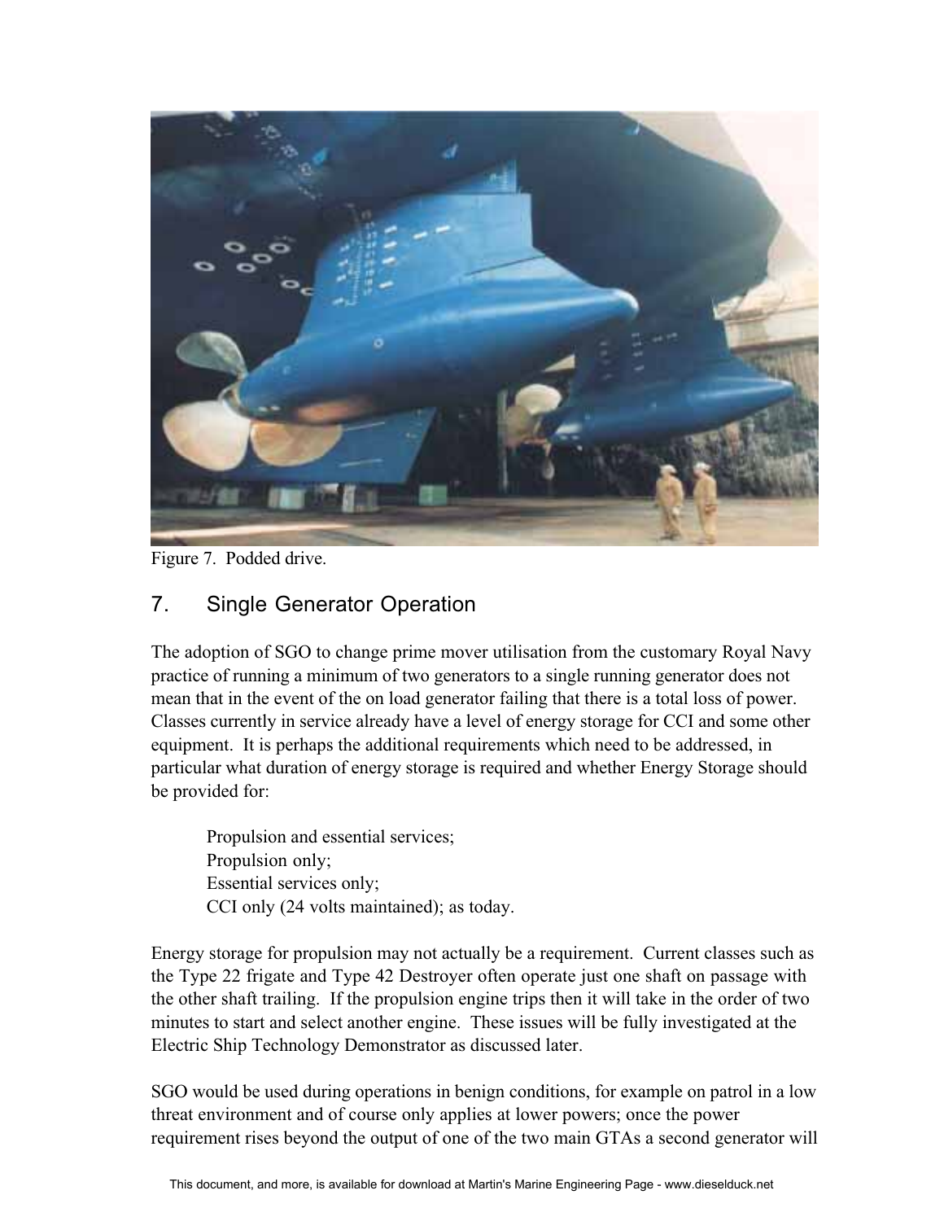Figure 7. Podded drive.

## 7. Single Generator Operation

The adoption of SGO to change prime mover utilisation from the customary Royal Navy practice of running a minimum of two generators to a single running generator does not mean that in the event of the on load generator failing that there is a total loss of power. Classes currently in service already have a level of energy storage for CCI and some other equipment. It is perhaps the additional requirements which need to be addressed, in particular what duration of energy storage is required and whether Energy Storage should be provided for:

- Propulsion and essential services;
- Propulsion only;
- Essential services only;
- CCI only (24 volts maintained); as today.

Energy storage for propulsion may not actually be a requirement. Current classes such as the Type 22 frigate and Type 42 Destroyer often operate just one shaft on passage with the other shaft trailing. If the propulsion engine trips then it will take in the order of two minutes to start and select another engine. These issues will be fully investigated at the Electric Ship Technology Demonstrator as discussed later.

SGO would be used during operations in benign conditions, for example on patrol in a low threat environment and of course only applies at lower powers; once the power requirement rises beyond the output of one of the two main GTAs a second generator will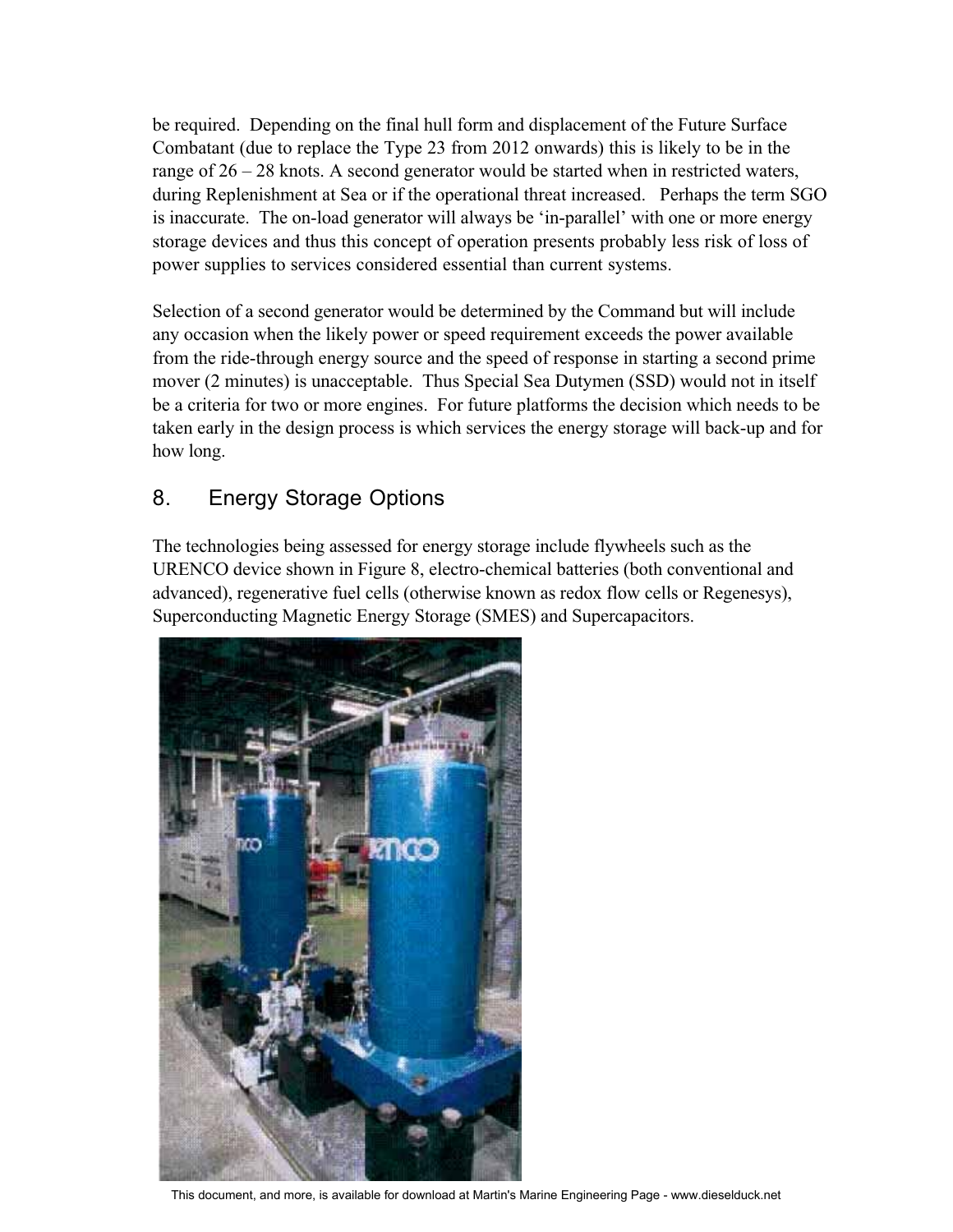be required. Depending on the final hull form and displacement of the Future Surface Combatant (due to replace the Type 23 from 2012 onwards) this is likely to be in the range of 26 – 28 knots. A second generator would be started when in restricted waters, during Replenishment at Sea or if the operational threat increased. Perhaps the term SGO is inaccurate. The on-load generator will always be 'in-parallel' with one or more energy storage devices and thus this concept of operation presents probably less risk of loss of power supplies to services considered essential than current systems.

Selection of a second generator would be determined by the Command but will include any occasion when the likely power or speed requirement exceeds the power available from the ride-through energy source and the speed of response in starting a second prime mover (2 minutes) is unacceptable. Thus Special Sea Dutymen (SSD) would not in itself be a criteria for two or more engines. For future platforms the decision which needs to be taken early in the design process is which services the energy storage will back-up and for how long.

## 8. Energy Storage Options

The technologies being assessed for energy storage include flywheels such as the URENCO device shown in Figure 8, electro-chemical batteries (both conventional and advanced), regenerative fuel cells (otherwise known as redox flow cells or Regenesys), Superconducting Magnetic Energy Storage (SMES) and Supercapacitors.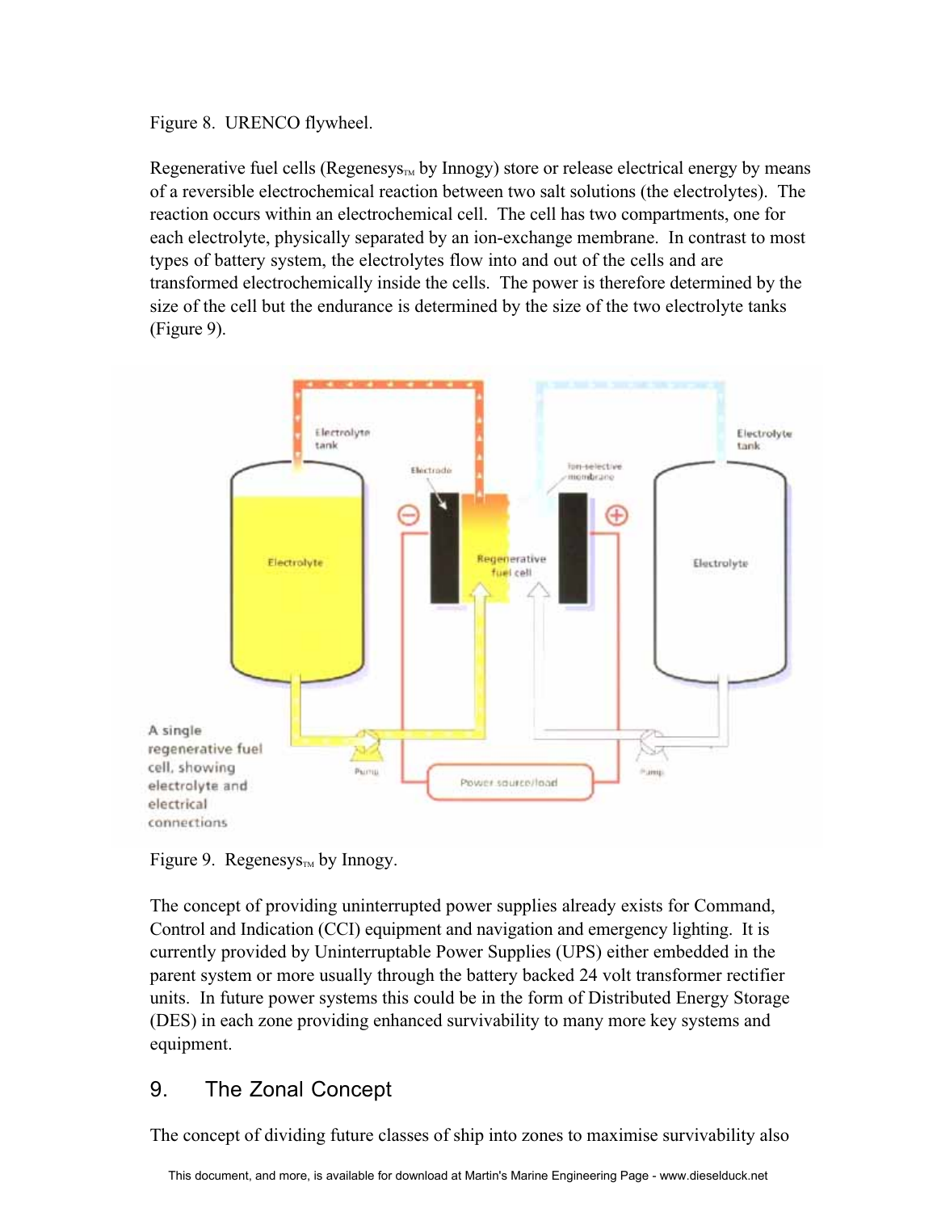Figure 8. URENCO flywheel.

Regenerative fuel cells (Regenesys™ by Innogy) store or release electrical energy by means of a reversible electrochemical reaction between two salt solutions (the electrolytes). The reaction occurs within an electrochemical cell. The cell has two compartments, one for each electrolyte, physically separated by an ion-exchange membrane. In contrast to most types of battery system, the electrolytes flow into and out of the cells and are transformed electrochemically inside the cells. The power is therefore determined by the size of the cell but the endurance is determined by the size of the two electrolyte tanks (Figure 9).

Figure 9. Regenesys™ by Innogy.

The concept of providing uninterrupted power supplies already exists for Command, Control and Indication (CCI) equipment and navigation and emergency lighting. It is currently provided by Uninterruptable Power Supplies (UPS) either embedded in the parent system or more usually through the battery backed 24 volt transformer rectifier units. In future power systems this could be in the form of Distributed Energy Storage (DES) in each zone providing enhanced survivability to many more key systems and equipment.

## 9. The Zonal Concept

The concept of dividing future classes of ship into zones to maximise survivability also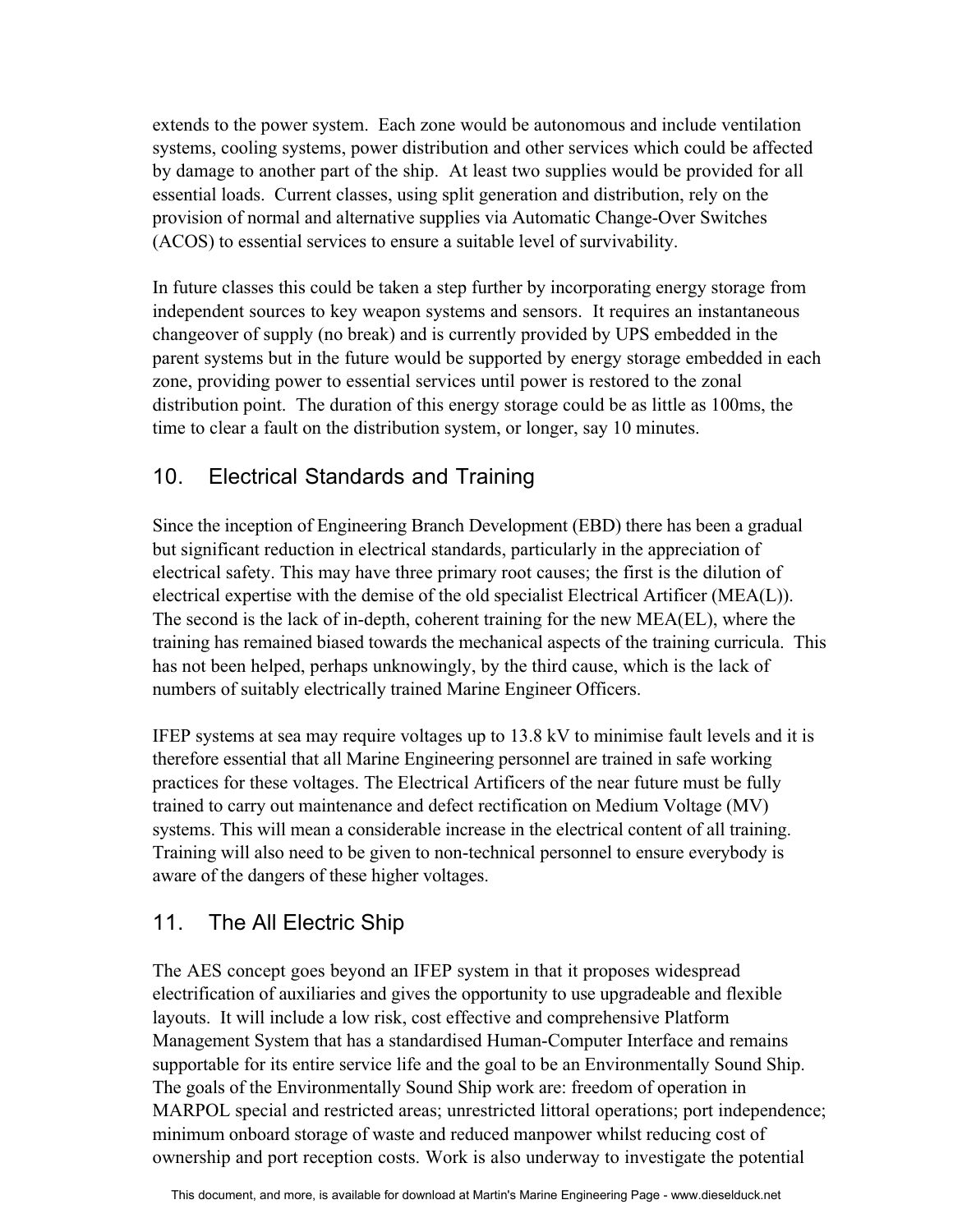extends to the power system. Each zone would be autonomous and include ventilation systems, cooling systems, power distribution and other services which could be affected by damage to another part of the ship. At least two supplies would be provided for all essential loads. Current classes, using split generation and distribution, rely on the provision of normal and alternative supplies via Automatic Change-Over Switches (ACOS) to essential services to ensure a suitable level of survivability.

In future classes this could be taken a step further by incorporating energy storage from independent sources to key weapon systems and sensors. It requires an instantaneous changeover of supply (no break) and is currently provided by UPS embedded in the parent systems but in the future would be supported by energy storage embedded in each zone, providing power to essential services until power is restored to the zonal distribution point. The duration of this energy storage could be as little as 100ms, the time to clear a fault on the distribution system, or longer, say 10 minutes.

## 10. Electrical Standards and Training

Since the inception of Engineering Branch Development (EBD) there has been a gradual but significant reduction in electrical standards, particularly in the appreciation of electrical safety. This may have three primary root causes; the first is the dilution of electrical expertise with the demise of the old specialist Electrical Artificer (MEA(L)). The second is the lack of in-depth, coherent training for the new MEA(EL), where the training has remained biased towards the mechanical aspects of the training curricula. This has not been helped, perhaps unknowingly, by the third cause, which is the lack of numbers of suitably electrically trained Marine Engineer Officers.

IFEP systems at sea may require voltages up to 13.8 kV to minimise fault levels and it is therefore essential that all Marine Engineering personnel are trained in safe working practices for these voltages. The Electrical Artificers of the near future must be fully trained to carry out maintenance and defect rectification on Medium Voltage (MV) systems. This will mean a considerable increase in the electrical content of all training. Training will also need to be given to non-technical personnel to ensure everybody is aware of the dangers of these higher voltages.

## 11. The All Electric Ship

The AES concept goes beyond an IFEP system in that it proposes widespread electrification of auxiliaries and gives the opportunity to use upgradeable and flexible layouts. It will include a low risk, cost effective and comprehensive Platform Management System that has a standardised Human-Computer Interface and remains supportable for its entire service life and the goal to be an Environmentally Sound Ship. The goals of the Environmentally Sound Ship work are: freedom of operation in MARPOL special and restricted areas; unrestricted littoral operations; port independence; minimum onboard storage of waste and reduced manpower whilst reducing cost of ownership and port reception costs. Work is also underway to investigate the potential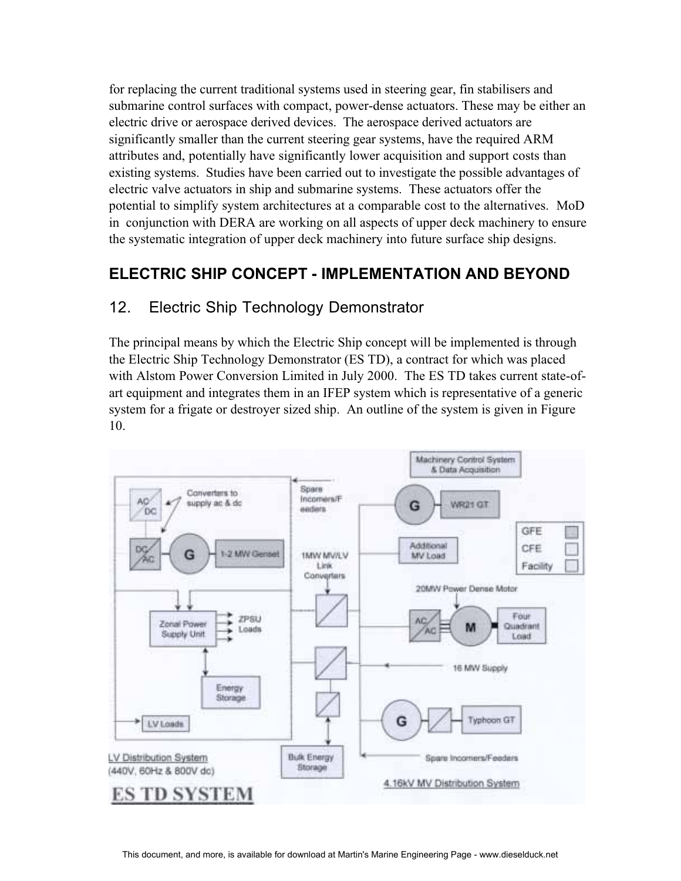for replacing the current traditional systems used in steering gear, fin stabilisers and submarine control surfaces with compact, power-dense actuators. These may be either an electric drive or aerospace derived devices. The aerospace derived actuators are significantly smaller than the current steering gear systems, have the required ARM attributes and, potentially have significantly lower acquisition and support costs than existing systems. Studies have been carried out to investigate the possible advantages of electric valve actuators in ship and submarine systems. These actuators offer the potential to simplify system architectures at a comparable cost to the alternatives. MoD in conjunction with DERA are working on all aspects of upper deck machinery to ensure the systematic integration of upper deck machinery into future surface ship designs.

## ELECTRIC SHIP CONCEPT - IMPLEMENTATION AND BEYOND

### 12. Electric Ship Technology Demonstrator

The principal means by which the Electric Ship concept will be implemented is through the Electric Ship Technology Demonstrator (ES TD), a contract for which was placed with Alstom Power Conversion Limited in July 2000. The ES TD takes current state-of-art equipment and integrates them in an IFEP system which is representative of a generic system for a frigate or destroyer sized ship. An outline of the system is given in Figure 10.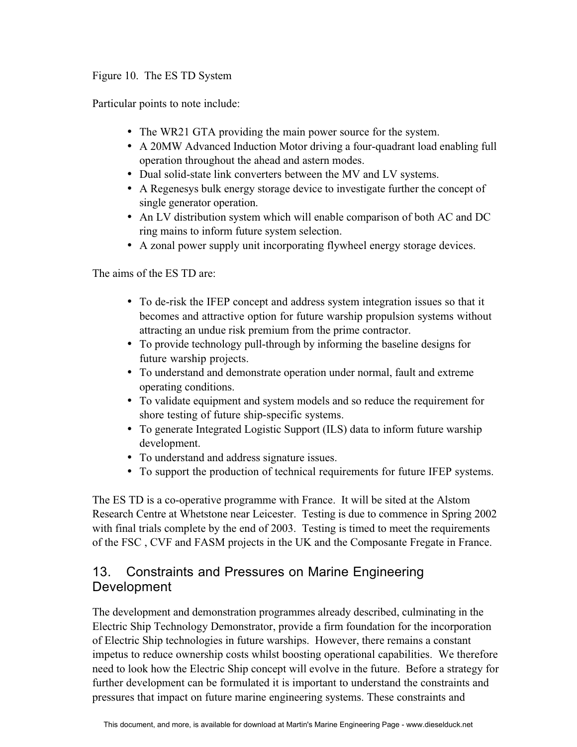Figure 10. The ES TD System

Particular points to note include:

- The WR21 GTA providing the main power source for the system.
- A 20MW Advanced Induction Motor driving a four-quadrant load enabling full operation throughout the ahead and astern modes.
- Dual solid-state link converters between the MV and LV systems.
- A Regenesys bulk energy storage device to investigate further the concept of single generator operation.
- An LV distribution system which will enable comparison of both AC and DC ring mains to inform future system selection.
- A zonal power supply unit incorporating flywheel energy storage devices.

The aims of the ES TD are:

- To de-risk the IFEP concept and address system integration issues so that it becomes and attractive option for future warship propulsion systems without attracting an undue risk premium from the prime contractor.
- To provide technology pull-through by informing the baseline designs for future warship projects.
- To understand and demonstrate operation under normal, fault and extreme operating conditions.
- To validate equipment and system models and so reduce the requirement for shore testing of future ship-specific systems.
- To generate Integrated Logistic Support (ILS) data to inform future warship development.
- To understand and address signature issues.
- To support the production of technical requirements for future IFEP systems.

The ES TD is a co-operative programme with France. It will be sited at the Alstom Research Centre at Whetstone near Leicester. Testing is due to commence in Spring 2002 with final trials complete by the end of 2003. Testing is timed to meet the requirements of the FSC , CVF and FASM projects in the UK and the Composante Fregate in France.

## 13. Constraints and Pressures on Marine Engineering Development

The development and demonstration programmes already described, culminating in the Electric Ship Technology Demonstrator, provide a firm foundation for the incorporation of Electric Ship technologies in future warships. However, there remains a constant impetus to reduce ownership costs whilst boosting operational capabilities. We therefore need to look how the Electric Ship concept will evolve in the future. Before a strategy for further development can be formulated it is important to understand the constraints and pressures that impact on future marine engineering systems. These constraints and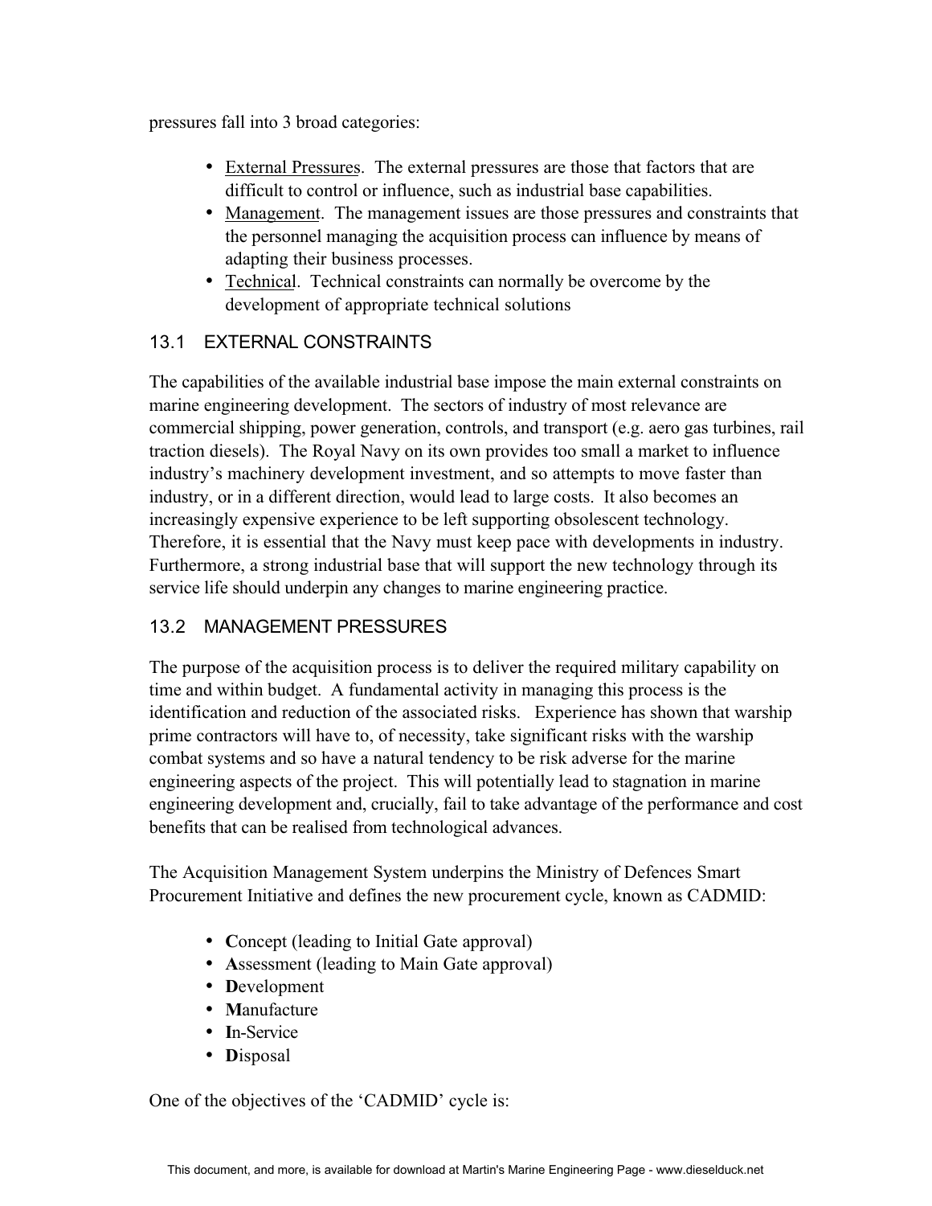pressures fall into 3 broad categories:

- External Pressures. The external pressures are those that factors that are difficult to control or influence, such as industrial base capabilities.
- Management. The management issues are those pressures and constraints that the personnel managing the acquisition process can influence by means of adapting their business processes.
- Technical. Technical constraints can normally be overcome by the development of appropriate technical solutions

## 13.1 EXTERNAL CONSTRAINTS

The capabilities of the available industrial base impose the main external constraints on marine engineering development. The sectors of industry of most relevance are commercial shipping, power generation, controls, and transport (e.g. aero gas turbines, rail traction diesels). The Royal Navy on its own provides too small a market to influence industry's machinery development investment, and so attempts to move faster than industry, or in a different direction, would lead to large costs. It also becomes an increasingly expensive experience to be left supporting obsolescent technology. Therefore, it is essential that the Navy must keep pace with developments in industry. Furthermore, a strong industrial base that will support the new technology through its service life should underpin any changes to marine engineering practice.

## 13.2 MANAGEMENT PRESSURES

The purpose of the acquisition process is to deliver the required military capability on time and within budget. A fundamental activity in managing this process is the identification and reduction of the associated risks. Experience has shown that warship prime contractors will have to, of necessity, take significant risks with the warship combat systems and so have a natural tendency to be risk adverse for the marine engineering aspects of the project. This will potentially lead to stagnation in marine engineering development and, crucially, fail to take advantage of the performance and cost benefits that can be realised from technological advances.

The Acquisition Management System underpins the Ministry of Defences Smart Procurement Initiative and defines the new procurement cycle, known as CADMID:

- **C**oncept (leading to Initial Gate approval)
- **A**ssessment (leading to Main Gate approval)
- **D**evelopment
- **M**anufacture
- **I**n-Service
- **D**isposal

One of the objectives of the 'CADMID' cycle is: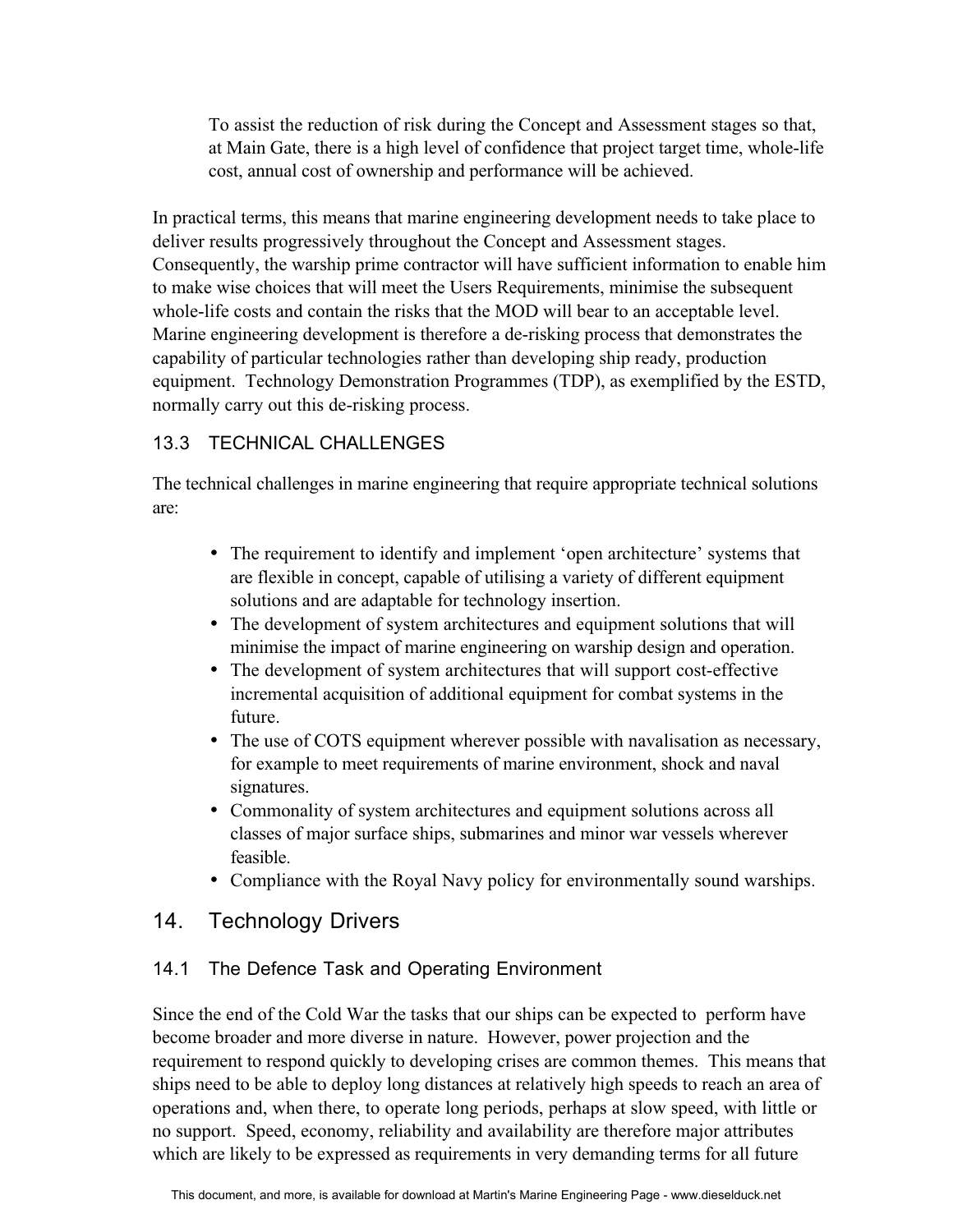> To assist the reduction of risk during the Concept and Assessment stages so that, at Main Gate, there is a high level of confidence that project target time, whole-life cost, annual cost of ownership and performance will be achieved.

In practical terms, this means that marine engineering development needs to take place to deliver results progressively throughout the Concept and Assessment stages. Consequently, the warship prime contractor will have sufficient information to enable him to make wise choices that will meet the Users Requirements, minimise the subsequent whole-life costs and contain the risks that the MOD will bear to an acceptable level. Marine engineering development is therefore a de-risking process that demonstrates the capability of particular technologies rather than developing ship ready, production equipment. Technology Demonstration Programmes (TDP), as exemplified by the ESTD, normally carry out this de-risking process.

### 13.3 TECHNICAL CHALLENGES

The technical challenges in marine engineering that require appropriate technical solutions are:

- The requirement to identify and implement 'open architecture' systems that are flexible in concept, capable of utilising a variety of different equipment solutions and are adaptable for technology insertion.
- The development of system architectures and equipment solutions that will minimise the impact of marine engineering on warship design and operation.
- The development of system architectures that will support cost-effective incremental acquisition of additional equipment for combat systems in the future.
- The use of COTS equipment wherever possible with navalisation as necessary, for example to meet requirements of marine environment, shock and naval signatures.
- Commonality of system architectures and equipment solutions across all classes of major surface ships, submarines and minor war vessels wherever feasible.
- Compliance with the Royal Navy policy for environmentally sound warships.

## 14. Technology Drivers

### 14.1 The Defence Task and Operating Environment

Since the end of the Cold War the tasks that our ships can be expected to perform have become broader and more diverse in nature. However, power projection and the requirement to respond quickly to developing crises are common themes. This means that ships need to be able to deploy long distances at relatively high speeds to reach an area of operations and, when there, to operate long periods, perhaps at slow speed, with little or no support. Speed, economy, reliability and availability are therefore major attributes which are likely to be expressed as requirements in very demanding terms for all future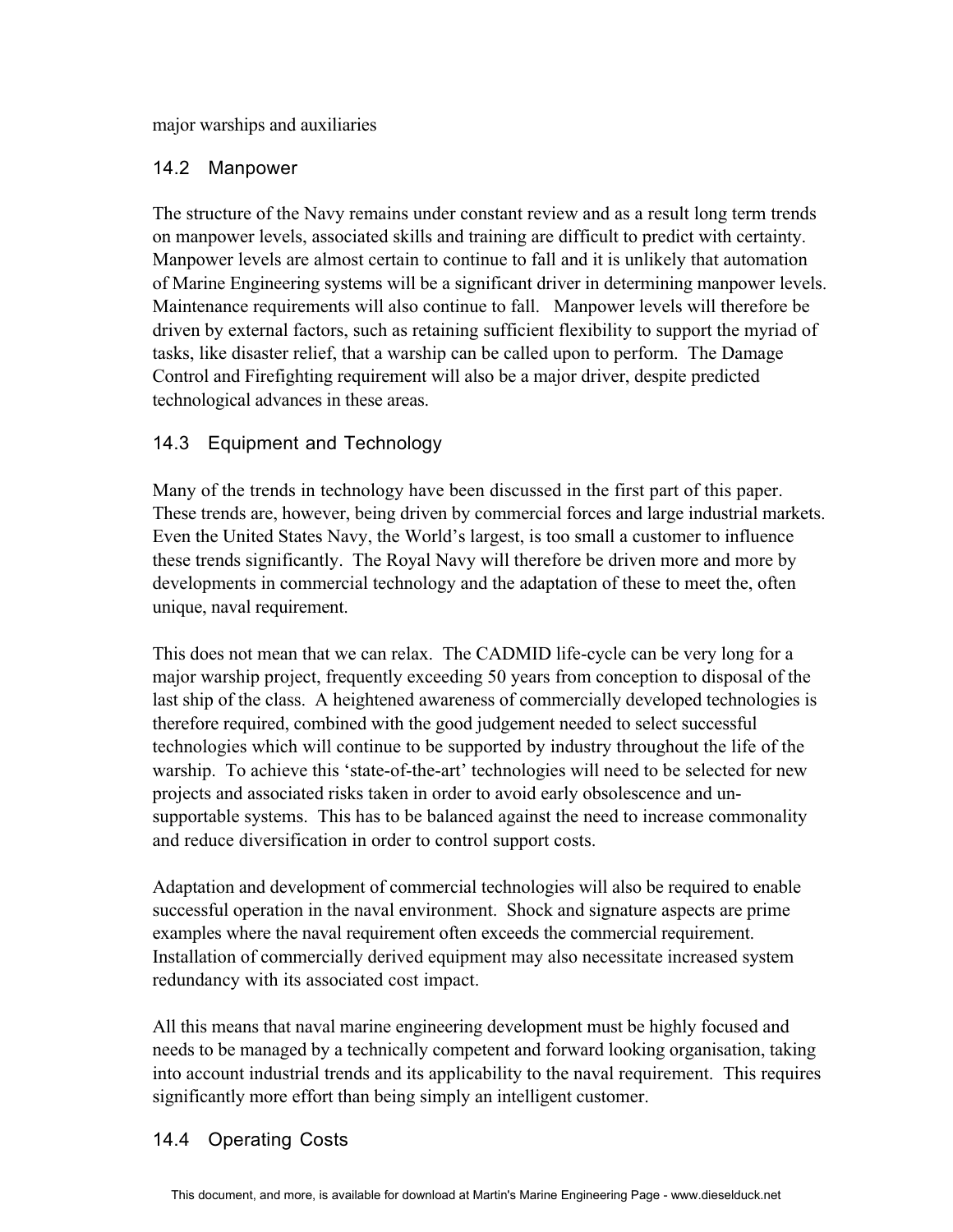major warships and auxiliaries

### 14.2 Manpower

The structure of the Navy remains under constant review and as a result long term trends on manpower levels, associated skills and training are difficult to predict with certainty. Manpower levels are almost certain to continue to fall and it is unlikely that automation of Marine Engineering systems will be a significant driver in determining manpower levels. Maintenance requirements will also continue to fall. Manpower levels will therefore be driven by external factors, such as retaining sufficient flexibility to support the myriad of tasks, like disaster relief, that a warship can be called upon to perform. The Damage Control and Firefighting requirement will also be a major driver, despite predicted technological advances in these areas.

### 14.3 Equipment and Technology

Many of the trends in technology have been discussed in the first part of this paper. These trends are, however, being driven by commercial forces and large industrial markets. Even the United States Navy, the World's largest, is too small a customer to influence these trends significantly. The Royal Navy will therefore be driven more and more by developments in commercial technology and the adaptation of these to meet the, often unique, naval requirement.

This does not mean that we can relax. The CADMID life-cycle can be very long for a major warship project, frequently exceeding 50 years from conception to disposal of the last ship of the class. A heightened awareness of commercially developed technologies is therefore required, combined with the good judgement needed to select successful technologies which will continue to be supported by industry throughout the life of the warship. To achieve this 'state-of-the-art' technologies will need to be selected for new projects and associated risks taken in order to avoid early obsolescence and un-supportable systems. This has to be balanced against the need to increase commonality and reduce diversification in order to control support costs.

Adaptation and development of commercial technologies will also be required to enable successful operation in the naval environment. Shock and signature aspects are prime examples where the naval requirement often exceeds the commercial requirement. Installation of commercially derived equipment may also necessitate increased system redundancy with its associated cost impact.

All this means that naval marine engineering development must be highly focused and needs to be managed by a technically competent and forward looking organisation, taking into account industrial trends and its applicability to the naval requirement. This requires significantly more effort than being simply an intelligent customer.

### 14.4 Operating Costs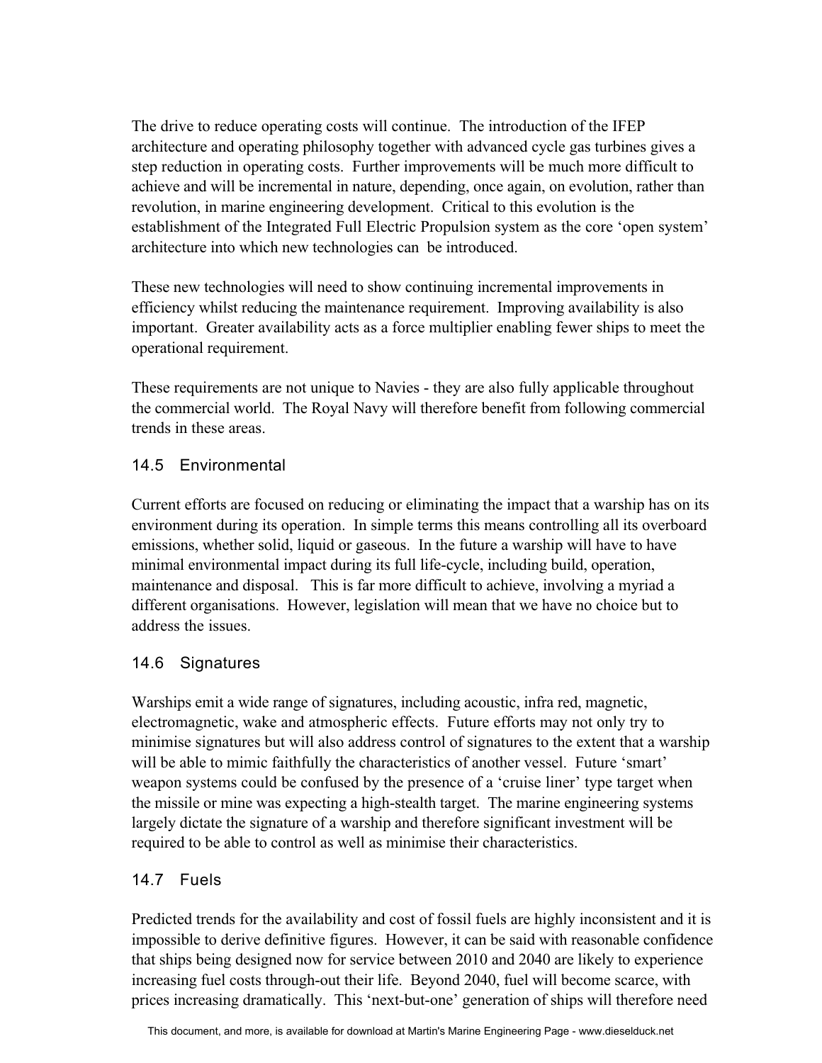The drive to reduce operating costs will continue. The introduction of the IFEP architecture and operating philosophy together with advanced cycle gas turbines gives a step reduction in operating costs. Further improvements will be much more difficult to achieve and will be incremental in nature, depending, once again, on evolution, rather than revolution, in marine engineering development. Critical to this evolution is the establishment of the Integrated Full Electric Propulsion system as the core 'open system' architecture into which new technologies can be introduced.

These new technologies will need to show continuing incremental improvements in efficiency whilst reducing the maintenance requirement. Improving availability is also important. Greater availability acts as a force multiplier enabling fewer ships to meet the operational requirement.

These requirements are not unique to Navies - they are also fully applicable throughout the commercial world. The Royal Navy will therefore benefit from following commercial trends in these areas.

## 14.5 Environmental

Current efforts are focused on reducing or eliminating the impact that a warship has on its environment during its operation. In simple terms this means controlling all its overboard emissions, whether solid, liquid or gaseous. In the future a warship will have to have minimal environmental impact during its full life-cycle, including build, operation, maintenance and disposal. This is far more difficult to achieve, involving a myriad a different organisations. However, legislation will mean that we have no choice but to address the issues.

## 14.6 Signatures

Warships emit a wide range of signatures, including acoustic, infra red, magnetic, electromagnetic, wake and atmospheric effects. Future efforts may not only try to minimise signatures but will also address control of signatures to the extent that a warship will be able to mimic faithfully the characteristics of another vessel. Future 'smart' weapon systems could be confused by the presence of a 'cruise liner' type target when the missile or mine was expecting a high-stealth target. The marine engineering systems largely dictate the signature of a warship and therefore significant investment will be required to be able to control as well as minimise their characteristics.

## 14.7 Fuels

Predicted trends for the availability and cost of fossil fuels are highly inconsistent and it is impossible to derive definitive figures. However, it can be said with reasonable confidence that ships being designed now for service between 2010 and 2040 are likely to experience increasing fuel costs through-out their life. Beyond 2040, fuel will become scarce, with prices increasing dramatically. This 'next-but-one' generation of ships will therefore need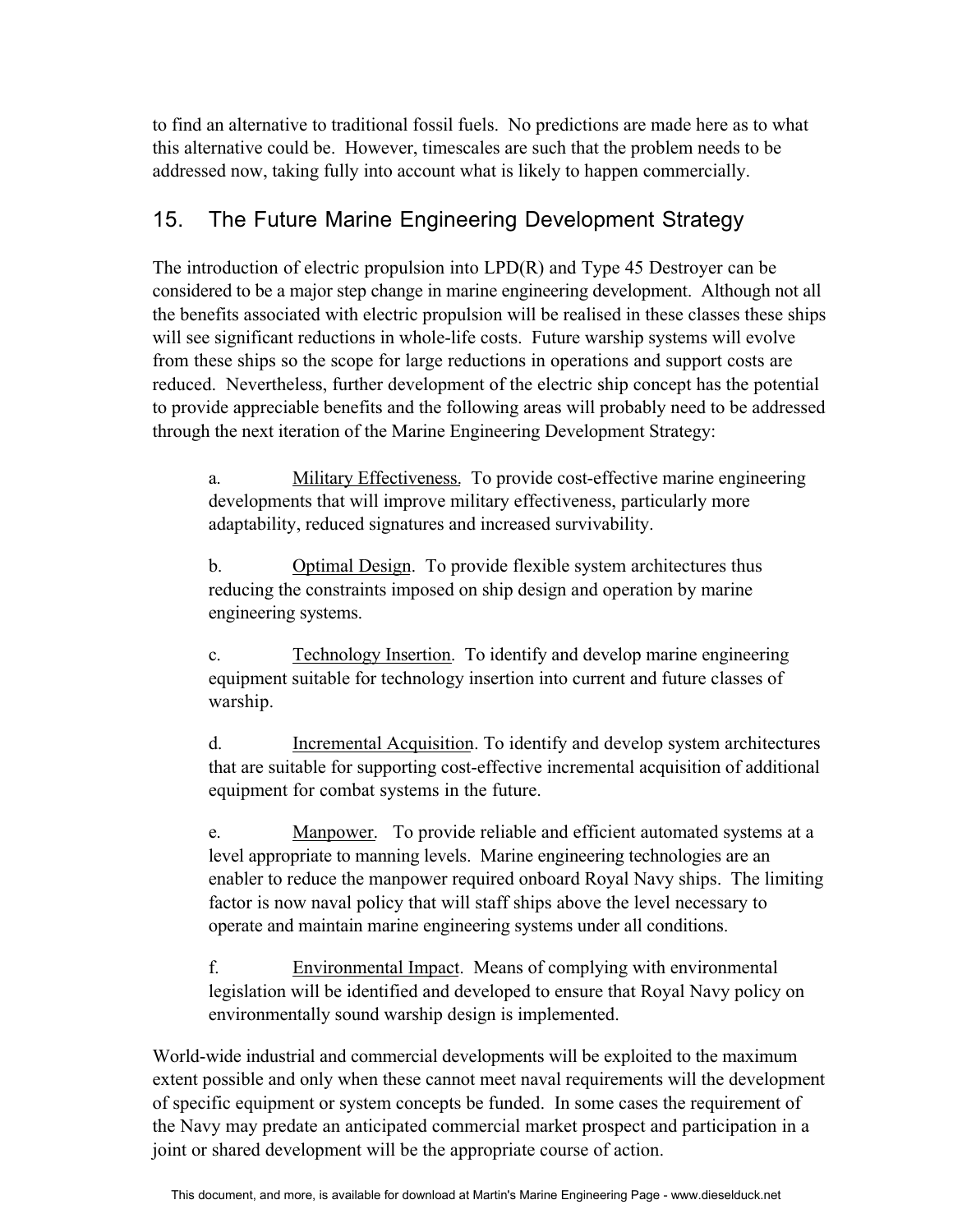to find an alternative to traditional fossil fuels. No predictions are made here as to what this alternative could be. However, timescales are such that the problem needs to be addressed now, taking fully into account what is likely to happen commercially.

## 15. The Future Marine Engineering Development Strategy

The introduction of electric propulsion into LPD(R) and Type 45 Destroyer can be considered to be a major step change in marine engineering development. Although not all the benefits associated with electric propulsion will be realised in these classes these ships will see significant reductions in whole-life costs. Future warship systems will evolve from these ships so the scope for large reductions in operations and support costs are reduced. Nevertheless, further development of the electric ship concept has the potential to provide appreciable benefits and the following areas will probably need to be addressed through the next iteration of the Marine Engineering Development Strategy:

a. Military Effectiveness. To provide cost-effective marine engineering developments that will improve military effectiveness, particularly more adaptability, reduced signatures and increased survivability.

b. Optimal Design. To provide flexible system architectures thus reducing the constraints imposed on ship design and operation by marine engineering systems.

c. Technology Insertion. To identify and develop marine engineering equipment suitable for technology insertion into current and future classes of warship.

d. Incremental Acquisition. To identify and develop system architectures that are suitable for supporting cost-effective incremental acquisition of additional equipment for combat systems in the future.

e. Manpower. To provide reliable and efficient automated systems at a level appropriate to manning levels. Marine engineering technologies are an enabler to reduce the manpower required onboard Royal Navy ships. The limiting factor is now naval policy that will staff ships above the level necessary to operate and maintain marine engineering systems under all conditions.

f. Environmental Impact. Means of complying with environmental legislation will be identified and developed to ensure that Royal Navy policy on environmentally sound warship design is implemented.

World-wide industrial and commercial developments will be exploited to the maximum extent possible and only when these cannot meet naval requirements will the development of specific equipment or system concepts be funded. In some cases the requirement of the Navy may predate an anticipated commercial market prospect and participation in a joint or shared development will be the appropriate course of action.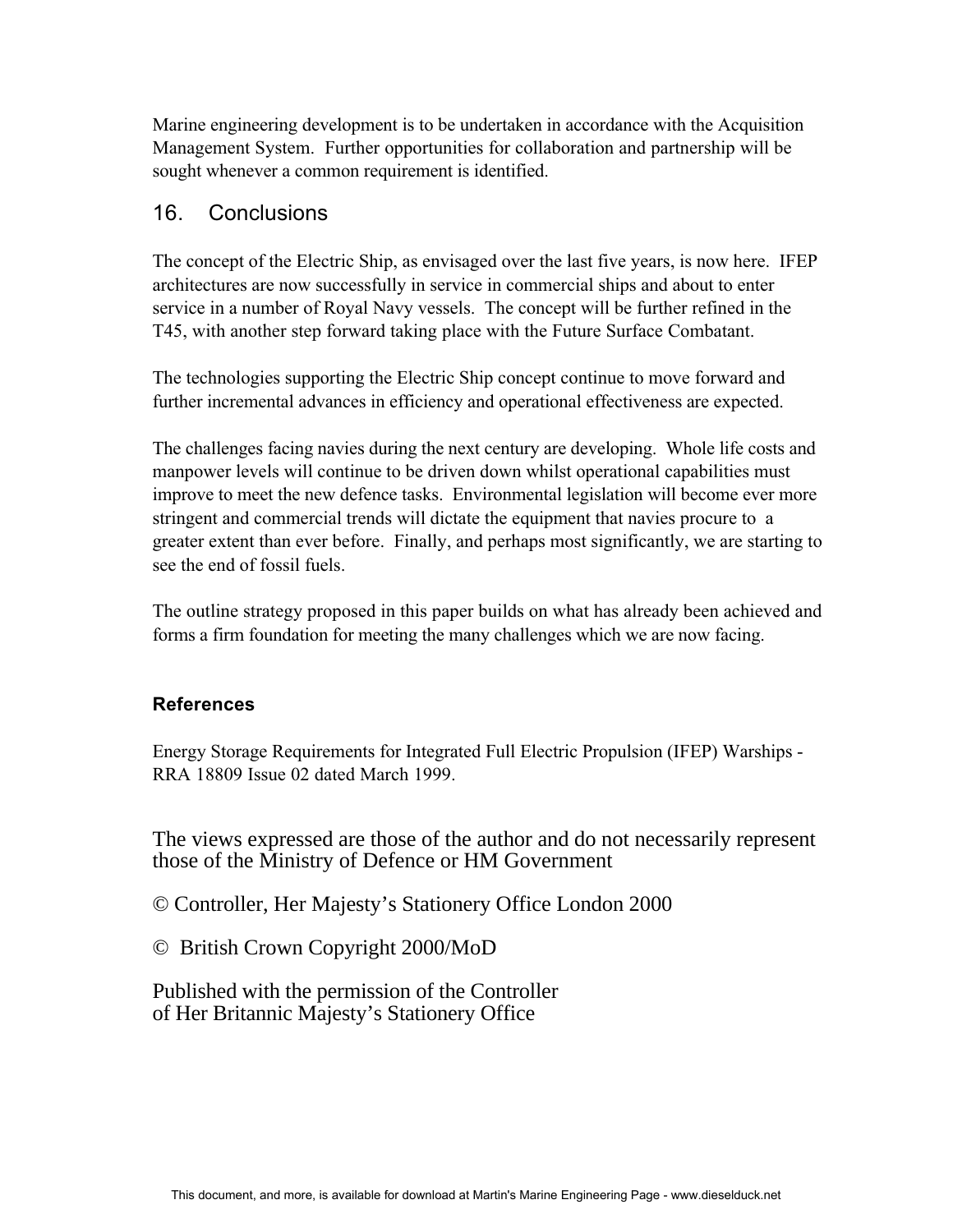Marine engineering development is to be undertaken in accordance with the Acquisition Management System. Further opportunities for collaboration and partnership will be sought whenever a common requirement is identified.

## 16. Conclusions

The concept of the Electric Ship, as envisaged over the last five years, is now here. IFEP architectures are now successfully in service in commercial ships and about to enter service in a number of Royal Navy vessels. The concept will be further refined in the T45, with another step forward taking place with the Future Surface Combatant.

The technologies supporting the Electric Ship concept continue to move forward and further incremental advances in efficiency and operational effectiveness are expected.

The challenges facing navies during the next century are developing. Whole life costs and manpower levels will continue to be driven down whilst operational capabilities must improve to meet the new defence tasks. Environmental legislation will become ever more stringent and commercial trends will dictate the equipment that navies procure to a greater extent than ever before. Finally, and perhaps most significantly, we are starting to see the end of fossil fuels.

The outline strategy proposed in this paper builds on what has already been achieved and forms a firm foundation for meeting the many challenges which we are now facing.

### References

Energy Storage Requirements for Integrated Full Electric Propulsion (IFEP) Warships - RRA 18809 Issue 02 dated March 1999.

The views expressed are those of the author and do not necessarily represent those of the Ministry of Defence or HM Government

© Controller, Her Majesty's Stationery Office London 2000

© British Crown Copyright 2000/MoD

Published with the permission of the Controller
of Her Britannic Majesty's Stationery Office